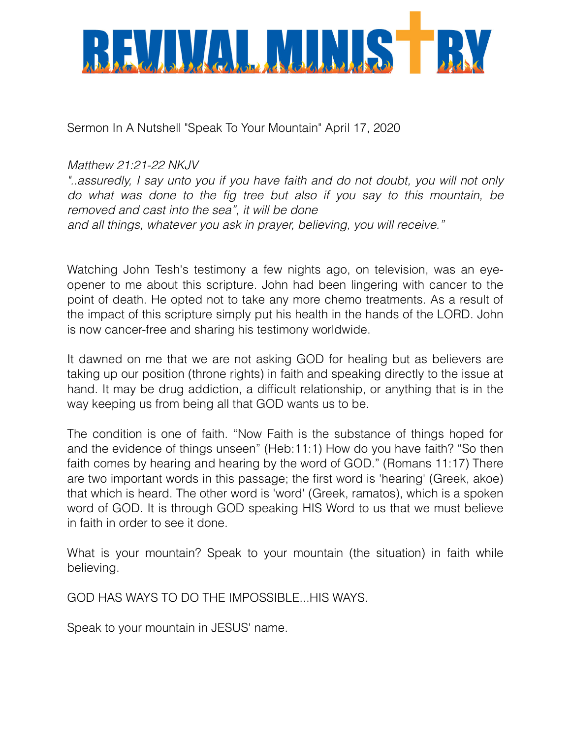# REVIVAL MINISTRY

Sermon In A Nutshell "Speak To Your Mountain" April 17, 2020

*Matthew 21:21-22 NKJV*

*"..assuredly, I say unto you if you have faith and do not doubt, you will not only do what was done to the fig tree but also if you say to this mountain, be removed and cast into the sea", it will be done*
*and all things, whatever you ask in prayer, believing, you will receive."*

Watching John Tesh's testimony a few nights ago, on television, was an eye-opener to me about this scripture. John had been lingering with cancer to the point of death. He opted not to take any more chemo treatments. As a result of the impact of this scripture simply put his health in the hands of the LORD. John is now cancer-free and sharing his testimony worldwide.

It dawned on me that we are not asking GOD for healing but as believers are taking up our position (throne rights) in faith and speaking directly to the issue at hand. It may be drug addiction, a difficult relationship, or anything that is in the way keeping us from being all that GOD wants us to be.

The condition is one of faith. "Now Faith is the substance of things hoped for and the evidence of things unseen" (Heb:11:1) How do you have faith? "So then faith comes by hearing and hearing by the word of GOD." (Romans 11:17) There are two important words in this passage; the first word is 'hearing' (Greek, akoe) that which is heard. The other word is 'word' (Greek, ramatos), which is a spoken word of GOD. It is through GOD speaking HIS Word to us that we must believe in faith in order to see it done.

What is your mountain? Speak to your mountain (the situation) in faith while believing.

GOD HAS WAYS TO DO THE IMPOSSIBLE...HIS WAYS.

Speak to your mountain in JESUS' name.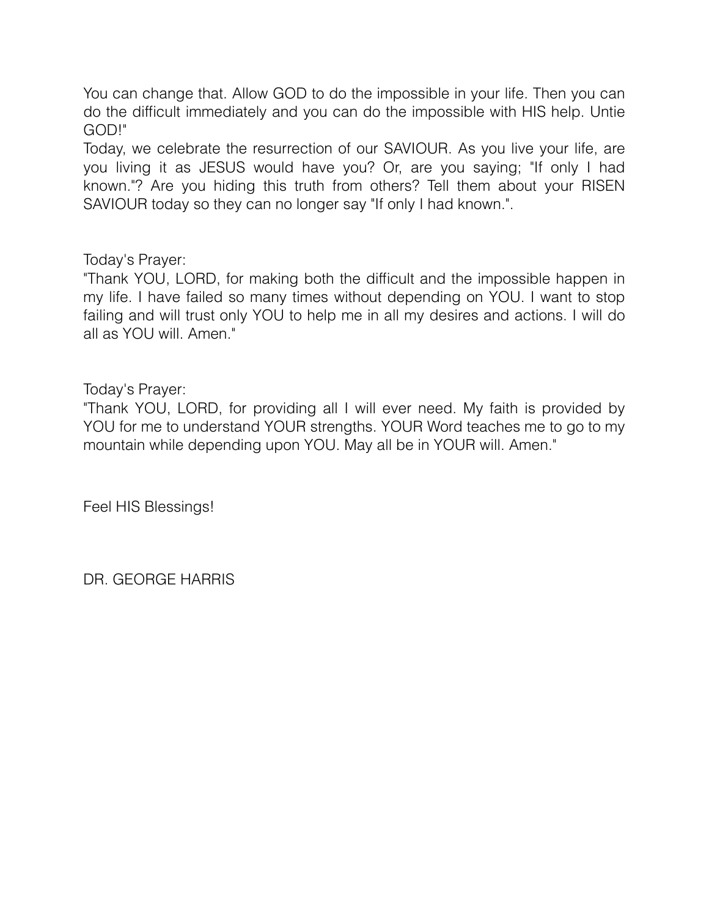You can change that. Allow GOD to do the impossible in your life. Then you can do the difficult immediately and you can do the impossible with HIS help. Untie GOD!"

Today, we celebrate the resurrection of our SAVIOUR. As you live your life, are you living it as JESUS would have you? Or, are you saying; "If only I had known."? Are you hiding this truth from others? Tell them about your RISEN SAVIOUR today so they can no longer say "If only I had known.".

Today's Prayer:

"Thank YOU, LORD, for making both the difficult and the impossible happen in my life. I have failed so many times without depending on YOU. I want to stop failing and will trust only YOU to help me in all my desires and actions. I will do all as YOU will. Amen."

Today's Prayer:

"Thank YOU, LORD, for providing all I will ever need. My faith is provided by YOU for me to understand YOUR strengths. YOUR Word teaches me to go to my mountain while depending upon YOU. May all be in YOUR will. Amen."

Feel HIS Blessings!

DR. GEORGE HARRIS